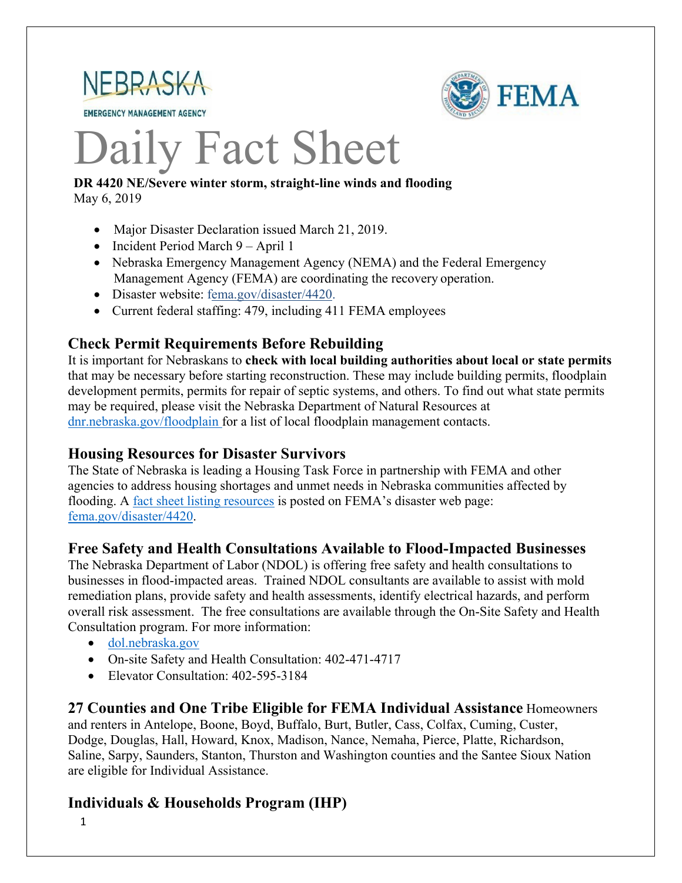NEBRASKA
EMERGENCY MANAGEMENT AGENCY

FEMA

# Daily Fact Sheet

**DR 4420 NE/Severe winter storm, straight-line winds and flooding**
May 6, 2019

- Major Disaster Declaration issued March 21, 2019.
- Incident Period March 9 – April 1
- Nebraska Emergency Management Agency (NEMA) and the Federal Emergency Management Agency (FEMA) are coordinating the recovery operation.
- Disaster website: fema.gov/disaster/4420.
- Current federal staffing: 479, including 411 FEMA employees

## Check Permit Requirements Before Rebuilding

It is important for Nebraskans to **check with local building authorities about local or state permits** that may be necessary before starting reconstruction. These may include building permits, floodplain development permits, permits for repair of septic systems, and others. To find out what state permits may be required, please visit the Nebraska Department of Natural Resources at dnr.nebraska.gov/floodplain for a list of local floodplain management contacts.

## Housing Resources for Disaster Survivors

The State of Nebraska is leading a Housing Task Force in partnership with FEMA and other agencies to address housing shortages and unmet needs in Nebraska communities affected by flooding. A fact sheet listing resources is posted on FEMA's disaster web page: fema.gov/disaster/4420.

## Free Safety and Health Consultations Available to Flood-Impacted Businesses

The Nebraska Department of Labor (NDOL) is offering free safety and health consultations to businesses in flood-impacted areas. Trained NDOL consultants are available to assist with mold remediation plans, provide safety and health assessments, identify electrical hazards, and perform overall risk assessment. The free consultations are available through the On-Site Safety and Health Consultation program. For more information:

- dol.nebraska.gov
- On-site Safety and Health Consultation: 402-471-4717
- Elevator Consultation: 402-595-3184

## 27 Counties and One Tribe Eligible for FEMA Individual Assistance

Homeowners and renters in Antelope, Boone, Boyd, Buffalo, Burt, Butler, Cass, Colfax, Cuming, Custer, Dodge, Douglas, Hall, Howard, Knox, Madison, Nance, Nemaha, Pierce, Platte, Richardson, Saline, Sarpy, Saunders, Stanton, Thurston and Washington counties and the Santee Sioux Nation are eligible for Individual Assistance.

## Individuals & Households Program (IHP)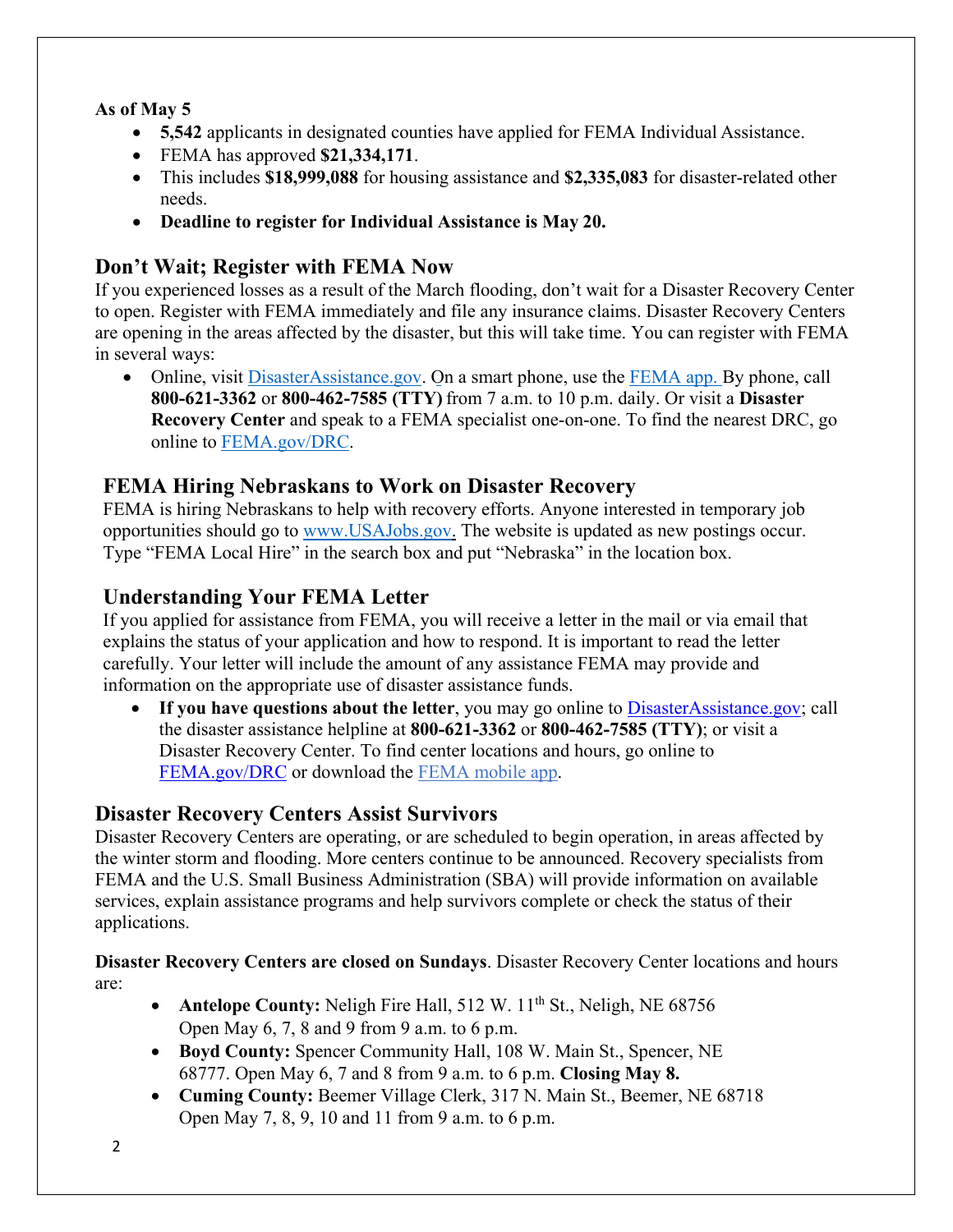**As of May 5**

- **5,542** applicants in designated counties have applied for FEMA Individual Assistance.
- FEMA has approved **$21,334,171**.
- This includes **$18,999,088** for housing assistance and **$2,335,083** for disaster-related other needs.
- **Deadline to register for Individual Assistance is May 20.**

## Don't Wait; Register with FEMA Now

If you experienced losses as a result of the March flooding, don't wait for a Disaster Recovery Center to open. Register with FEMA immediately and file any insurance claims. Disaster Recovery Centers are opening in the areas affected by the disaster, but this will take time. You can register with FEMA in several ways:

- Online, visit DisasterAssistance.gov. On a smart phone, use the FEMA app. By phone, call **800-621-3362** or **800-462-7585 (TTY)** from 7 a.m. to 10 p.m. daily. Or visit a **Disaster Recovery Center** and speak to a FEMA specialist one-on-one. To find the nearest DRC, go online to FEMA.gov/DRC.

## FEMA Hiring Nebraskans to Work on Disaster Recovery

FEMA is hiring Nebraskans to help with recovery efforts. Anyone interested in temporary job opportunities should go to www.USAJobs.gov. The website is updated as new postings occur. Type "FEMA Local Hire" in the search box and put "Nebraska" in the location box.

## Understanding Your FEMA Letter

If you applied for assistance from FEMA, you will receive a letter in the mail or via email that explains the status of your application and how to respond. It is important to read the letter carefully. Your letter will include the amount of any assistance FEMA may provide and information on the appropriate use of disaster assistance funds.

- **If you have questions about the letter**, you may go online to DisasterAssistance.gov; call the disaster assistance helpline at **800-621-3362** or **800-462-7585 (TTY)**; or visit a Disaster Recovery Center. To find center locations and hours, go online to FEMA.gov/DRC or download the FEMA mobile app.

## Disaster Recovery Centers Assist Survivors

Disaster Recovery Centers are operating, or are scheduled to begin operation, in areas affected by the winter storm and flooding. More centers continue to be announced. Recovery specialists from FEMA and the U.S. Small Business Administration (SBA) will provide information on available services, explain assistance programs and help survivors complete or check the status of their applications.

**Disaster Recovery Centers are closed on Sundays**. Disaster Recovery Center locations and hours are:

- **Antelope County:** Neligh Fire Hall, 512 W. 11th St., Neligh, NE 68756
  Open May 6, 7, 8 and 9 from 9 a.m. to 6 p.m.
- **Boyd County:** Spencer Community Hall, 108 W. Main St., Spencer, NE 68777. Open May 6, 7 and 8 from 9 a.m. to 6 p.m. **Closing May 8.**
- **Cuming County:** Beemer Village Clerk, 317 N. Main St., Beemer, NE 68718
  Open May 7, 8, 9, 10 and 11 from 9 a.m. to 6 p.m.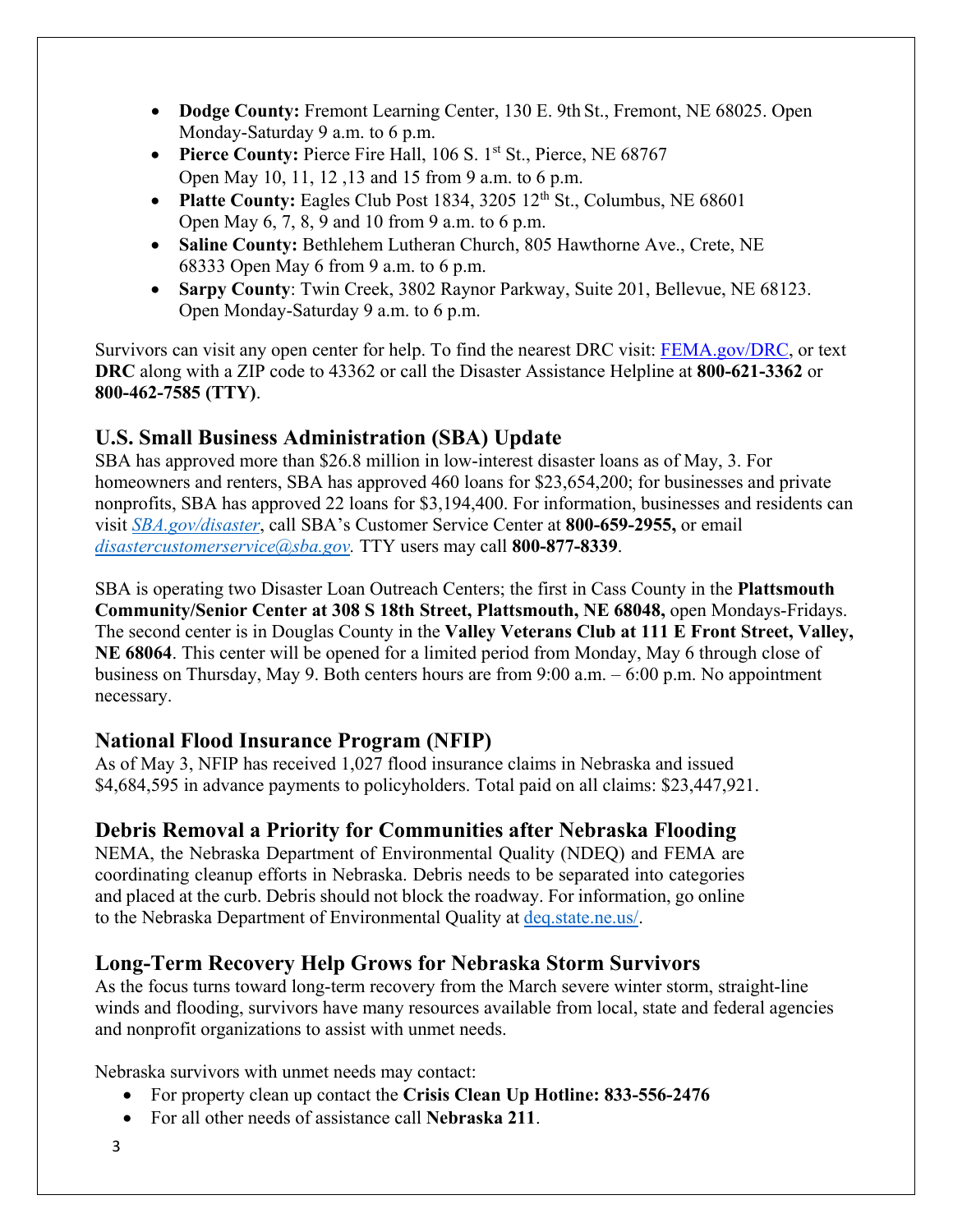- **Dodge County:** Fremont Learning Center, 130 E. 9th St., Fremont, NE 68025. Open Monday-Saturday 9 a.m. to 6 p.m.
- **Pierce County:** Pierce Fire Hall, 106 S. 1st St., Pierce, NE 68767 Open May 10, 11, 12 ,13 and 15 from 9 a.m. to 6 p.m.
- **Platte County:** Eagles Club Post 1834, 3205 12th St., Columbus, NE 68601 Open May 6, 7, 8, 9 and 10 from 9 a.m. to 6 p.m.
- **Saline County:** Bethlehem Lutheran Church, 805 Hawthorne Ave., Crete, NE 68333 Open May 6 from 9 a.m. to 6 p.m.
- **Sarpy County**: Twin Creek, 3802 Raynor Parkway, Suite 201, Bellevue, NE 68123. Open Monday-Saturday 9 a.m. to 6 p.m.

Survivors can visit any open center for help. To find the nearest DRC visit: FEMA.gov/DRC, or text **DRC** along with a ZIP code to 43362 or call the Disaster Assistance Helpline at **800-621-3362** or **800-462-7585 (TTY)**.

## U.S. Small Business Administration (SBA) Update

SBA has approved more than $26.8 million in low-interest disaster loans as of May, 3. For homeowners and renters, SBA has approved 460 loans for $23,654,200; for businesses and private nonprofits, SBA has approved 22 loans for $3,194,400. For information, businesses and residents can visit *SBA.gov/disaster*, call SBA's Customer Service Center at **800-659-2955,** or email *disastercustomerservice@sba.gov.* TTY users may call **800-877-8339**.

SBA is operating two Disaster Loan Outreach Centers; the first in Cass County in the **Plattsmouth Community/Senior Center at 308 S 18th Street, Plattsmouth, NE 68048,** open Mondays-Fridays. The second center is in Douglas County in the **Valley Veterans Club at 111 E Front Street, Valley, NE 68064**. This center will be opened for a limited period from Monday, May 6 through close of business on Thursday, May 9. Both centers hours are from 9:00 a.m. – 6:00 p.m. No appointment necessary.

## National Flood Insurance Program (NFIP)

As of May 3, NFIP has received 1,027 flood insurance claims in Nebraska and issued $4,684,595 in advance payments to policyholders. Total paid on all claims: $23,447,921.

## Debris Removal a Priority for Communities after Nebraska Flooding

NEMA, the Nebraska Department of Environmental Quality (NDEQ) and FEMA are coordinating cleanup efforts in Nebraska. Debris needs to be separated into categories and placed at the curb. Debris should not block the roadway. For information, go online to the Nebraska Department of Environmental Quality at deq.state.ne.us/.

## Long-Term Recovery Help Grows for Nebraska Storm Survivors

As the focus turns toward long-term recovery from the March severe winter storm, straight-line winds and flooding, survivors have many resources available from local, state and federal agencies and nonprofit organizations to assist with unmet needs.

Nebraska survivors with unmet needs may contact:

- For property clean up contact the **Crisis Clean Up Hotline: 833-556-2476**
- For all other needs of assistance call **Nebraska 211**.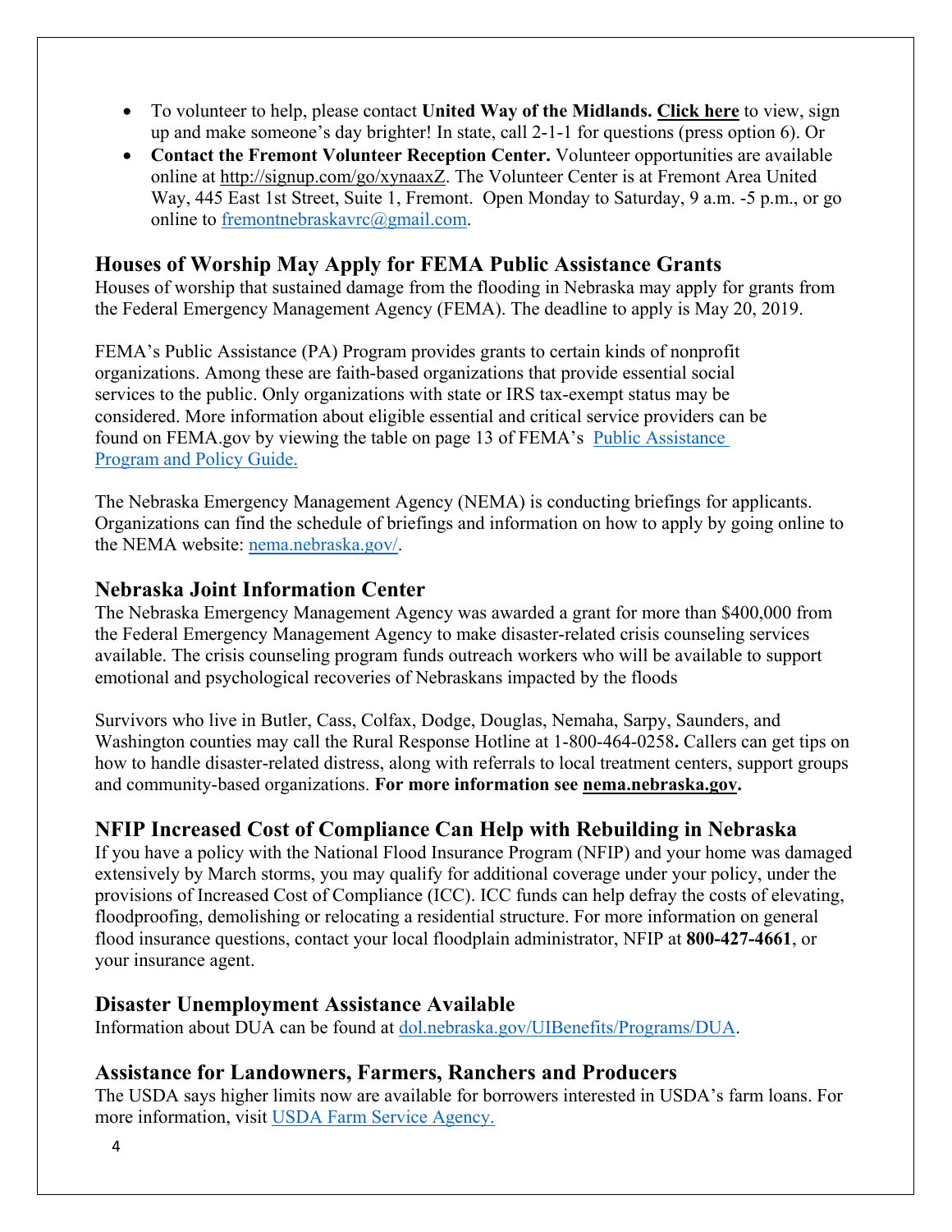- To volunteer to help, please contact **United Way of the Midlands.** **Click here** to view, sign up and make someone's day brighter! In state, call 2-1-1 for questions (press option 6). Or
- **Contact the Fremont Volunteer Reception Center.** Volunteer opportunities are available online at http://signup.com/go/xynaaxZ. The Volunteer Center is at Fremont Area United Way, 445 East 1st Street, Suite 1, Fremont. Open Monday to Saturday, 9 a.m. -5 p.m., or go online to fremontnebraskavrc@gmail.com.

## Houses of Worship May Apply for FEMA Public Assistance Grants

Houses of worship that sustained damage from the flooding in Nebraska may apply for grants from the Federal Emergency Management Agency (FEMA). The deadline to apply is May 20, 2019.

FEMA's Public Assistance (PA) Program provides grants to certain kinds of nonprofit organizations. Among these are faith-based organizations that provide essential social services to the public. Only organizations with state or IRS tax-exempt status may be considered. More information about eligible essential and critical service providers can be found on FEMA.gov by viewing the table on page 13 of FEMA's Public Assistance Program and Policy Guide.

The Nebraska Emergency Management Agency (NEMA) is conducting briefings for applicants. Organizations can find the schedule of briefings and information on how to apply by going online to the NEMA website: nema.nebraska.gov/.

## Nebraska Joint Information Center

The Nebraska Emergency Management Agency was awarded a grant for more than $400,000 from the Federal Emergency Management Agency to make disaster-related crisis counseling services available. The crisis counseling program funds outreach workers who will be available to support emotional and psychological recoveries of Nebraskans impacted by the floods

Survivors who live in Butler, Cass, Colfax, Dodge, Douglas, Nemaha, Sarpy, Saunders, and Washington counties may call the Rural Response Hotline at 1-800-464-0258**.** Callers can get tips on how to handle disaster-related distress, along with referrals to local treatment centers, support groups and community-based organizations. **For more information see nema.nebraska.gov.**

## NFIP Increased Cost of Compliance Can Help with Rebuilding in Nebraska

If you have a policy with the National Flood Insurance Program (NFIP) and your home was damaged extensively by March storms, you may qualify for additional coverage under your policy, under the provisions of Increased Cost of Compliance (ICC). ICC funds can help defray the costs of elevating, floodproofing, demolishing or relocating a residential structure. For more information on general flood insurance questions, contact your local floodplain administrator, NFIP at **800-427-4661**, or your insurance agent.

## Disaster Unemployment Assistance Available

Information about DUA can be found at dol.nebraska.gov/UIBenefits/Programs/DUA.

## Assistance for Landowners, Farmers, Ranchers and Producers

The USDA says higher limits now are available for borrowers interested in USDA's farm loans. For more information, visit USDA Farm Service Agency.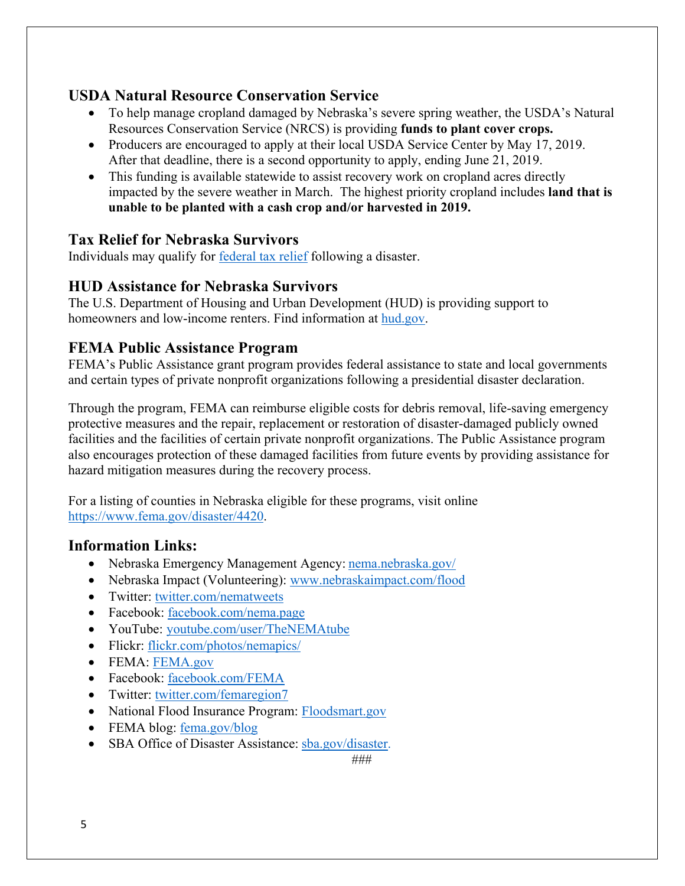## USDA Natural Resource Conservation Service

- To help manage cropland damaged by Nebraska's severe spring weather, the USDA's Natural Resources Conservation Service (NRCS) is providing **funds to plant cover crops.**
- Producers are encouraged to apply at their local USDA Service Center by May 17, 2019. After that deadline, there is a second opportunity to apply, ending June 21, 2019.
- This funding is available statewide to assist recovery work on cropland acres directly impacted by the severe weather in March. The highest priority cropland includes **land that is unable to be planted with a cash crop and/or harvested in 2019.**

## Tax Relief for Nebraska Survivors

Individuals may qualify for federal tax relief following a disaster.

## HUD Assistance for Nebraska Survivors

The U.S. Department of Housing and Urban Development (HUD) is providing support to homeowners and low-income renters. Find information at hud.gov.

## FEMA Public Assistance Program

FEMA's Public Assistance grant program provides federal assistance to state and local governments and certain types of private nonprofit organizations following a presidential disaster declaration.

Through the program, FEMA can reimburse eligible costs for debris removal, life-saving emergency protective measures and the repair, replacement or restoration of disaster-damaged publicly owned facilities and the facilities of certain private nonprofit organizations. The Public Assistance program also encourages protection of these damaged facilities from future events by providing assistance for hazard mitigation measures during the recovery process.

For a listing of counties in Nebraska eligible for these programs, visit online https://www.fema.gov/disaster/4420.

## Information Links:

- Nebraska Emergency Management Agency: nema.nebraska.gov/
- Nebraska Impact (Volunteering): www.nebraskaimpact.com/flood
- Twitter: twitter.com/nematweets
- Facebook: facebook.com/nema.page
- YouTube: youtube.com/user/TheNEMAtube
- Flickr: flickr.com/photos/nemapics/
- FEMA: FEMA.gov
- Facebook: facebook.com/FEMA
- Twitter: twitter.com/femaregion7
- National Flood Insurance Program: Floodsmart.gov
- FEMA blog: fema.gov/blog
- SBA Office of Disaster Assistance: sba.gov/disaster.

###